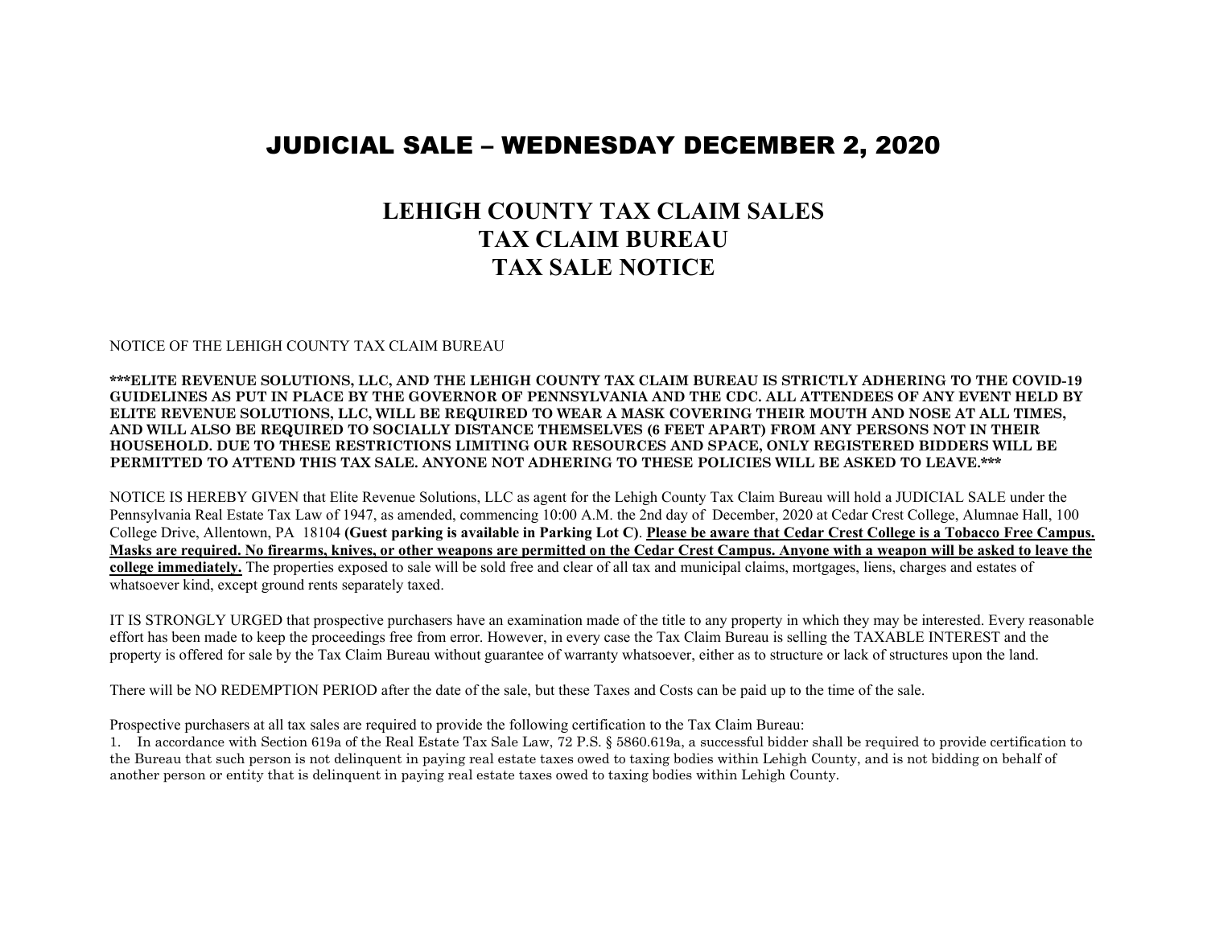# JUDICIAL SALE – WEDNESDAY DECEMBER 2, 2020

## LEHIGH COUNTY TAX CLAIM SALES
## TAX CLAIM BUREAU
## TAX SALE NOTICE

NOTICE OF THE LEHIGH COUNTY TAX CLAIM BUREAU

**\*\*\*ELITE REVENUE SOLUTIONS, LLC, AND THE LEHIGH COUNTY TAX CLAIM BUREAU IS STRICTLY ADHERING TO THE COVID-19 GUIDELINES AS PUT IN PLACE BY THE GOVERNOR OF PENNSYLVANIA AND THE CDC. ALL ATTENDEES OF ANY EVENT HELD BY ELITE REVENUE SOLUTIONS, LLC, WILL BE REQUIRED TO WEAR A MASK COVERING THEIR MOUTH AND NOSE AT ALL TIMES, AND WILL ALSO BE REQUIRED TO SOCIALLY DISTANCE THEMSELVES (6 FEET APART) FROM ANY PERSONS NOT IN THEIR HOUSEHOLD. DUE TO THESE RESTRICTIONS LIMITING OUR RESOURCES AND SPACE, ONLY REGISTERED BIDDERS WILL BE PERMITTED TO ATTEND THIS TAX SALE. ANYONE NOT ADHERING TO THESE POLICIES WILL BE ASKED TO LEAVE.\*\*\***

NOTICE IS HEREBY GIVEN that Elite Revenue Solutions, LLC as agent for the Lehigh County Tax Claim Bureau will hold a JUDICIAL SALE under the Pennsylvania Real Estate Tax Law of 1947, as amended, commencing 10:00 A.M. the 2nd day of December, 2020 at Cedar Crest College, Alumnae Hall, 100 College Drive, Allentown, PA 18104 **(Guest parking is available in Parking Lot C)**. **Please be aware that Cedar Crest College is a Tobacco Free Campus. Masks are required. No firearms, knives, or other weapons are permitted on the Cedar Crest Campus. Anyone with a weapon will be asked to leave the college immediately.** The properties exposed to sale will be sold free and clear of all tax and municipal claims, mortgages, liens, charges and estates of whatsoever kind, except ground rents separately taxed.

IT IS STRONGLY URGED that prospective purchasers have an examination made of the title to any property in which they may be interested. Every reasonable effort has been made to keep the proceedings free from error. However, in every case the Tax Claim Bureau is selling the TAXABLE INTEREST and the property is offered for sale by the Tax Claim Bureau without guarantee of warranty whatsoever, either as to structure or lack of structures upon the land.

There will be NO REDEMPTION PERIOD after the date of the sale, but these Taxes and Costs can be paid up to the time of the sale.

Prospective purchasers at all tax sales are required to provide the following certification to the Tax Claim Bureau:

1. In accordance with Section 619a of the Real Estate Tax Sale Law, 72 P.S. § 5860.619a, a successful bidder shall be required to provide certification to the Bureau that such person is not delinquent in paying real estate taxes owed to taxing bodies within Lehigh County, and is not bidding on behalf of another person or entity that is delinquent in paying real estate taxes owed to taxing bodies within Lehigh County.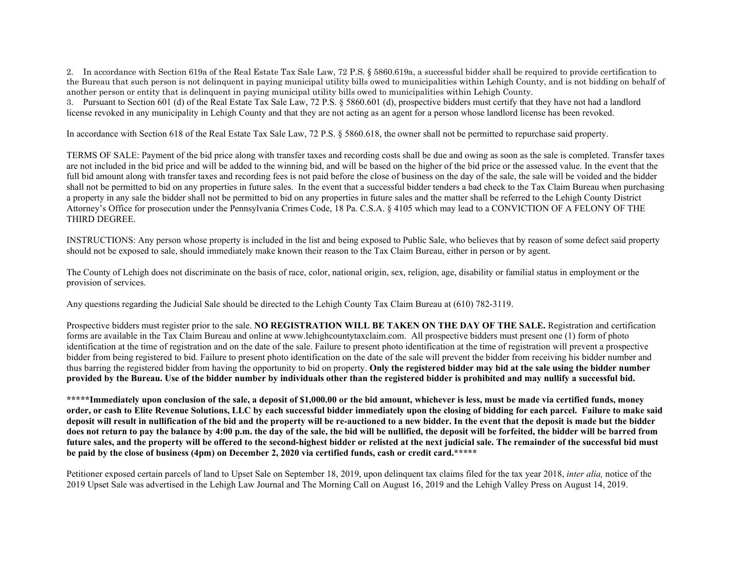2. In accordance with Section 619a of the Real Estate Tax Sale Law, 72 P.S. § 5860.619a, a successful bidder shall be required to provide certification to the Bureau that such person is not delinquent in paying municipal utility bills owed to municipalities within Lehigh County, and is not bidding on behalf of another person or entity that is delinquent in paying municipal utility bills owed to municipalities within Lehigh County.
3. Pursuant to Section 601 (d) of the Real Estate Tax Sale Law, 72 P.S. § 5860.601 (d), prospective bidders must certify that they have not had a landlord license revoked in any municipality in Lehigh County and that they are not acting as an agent for a person whose landlord license has been revoked.

In accordance with Section 618 of the Real Estate Tax Sale Law, 72 P.S. § 5860.618, the owner shall not be permitted to repurchase said property.

TERMS OF SALE: Payment of the bid price along with transfer taxes and recording costs shall be due and owing as soon as the sale is completed. Transfer taxes are not included in the bid price and will be added to the winning bid, and will be based on the higher of the bid price or the assessed value. In the event that the full bid amount along with transfer taxes and recording fees is not paid before the close of business on the day of the sale, the sale will be voided and the bidder shall not be permitted to bid on any properties in future sales. In the event that a successful bidder tenders a bad check to the Tax Claim Bureau when purchasing a property in any sale the bidder shall not be permitted to bid on any properties in future sales and the matter shall be referred to the Lehigh County District Attorney's Office for prosecution under the Pennsylvania Crimes Code, 18 Pa. C.S.A. § 4105 which may lead to a CONVICTION OF A FELONY OF THE THIRD DEGREE.

INSTRUCTIONS: Any person whose property is included in the list and being exposed to Public Sale, who believes that by reason of some defect said property should not be exposed to sale, should immediately make known their reason to the Tax Claim Bureau, either in person or by agent.

The County of Lehigh does not discriminate on the basis of race, color, national origin, sex, religion, age, disability or familial status in employment or the provision of services.

Any questions regarding the Judicial Sale should be directed to the Lehigh County Tax Claim Bureau at (610) 782-3119.

Prospective bidders must register prior to the sale. **NO REGISTRATION WILL BE TAKEN ON THE DAY OF THE SALE.** Registration and certification forms are available in the Tax Claim Bureau and online at www.lehighcountytaxclaim.com. All prospective bidders must present one (1) form of photo identification at the time of registration and on the date of the sale. Failure to present photo identification at the time of registration will prevent a prospective bidder from being registered to bid. Failure to present photo identification on the date of the sale will prevent the bidder from receiving his bidder number and thus barring the registered bidder from having the opportunity to bid on property. **Only the registered bidder may bid at the sale using the bidder number provided by the Bureau. Use of the bidder number by individuals other than the registered bidder is prohibited and may nullify a successful bid.**

**\*\*\*\*\*Immediately upon conclusion of the sale, a deposit of $1,000.00 or the bid amount, whichever is less, must be made via certified funds, money order, or cash to Elite Revenue Solutions, LLC by each successful bidder immediately upon the closing of bidding for each parcel. Failure to make said deposit will result in nullification of the bid and the property will be re-auctioned to a new bidder. In the event that the deposit is made but the bidder does not return to pay the balance by 4:00 p.m. the day of the sale, the bid will be nullified, the deposit will be forfeited, the bidder will be barred from future sales, and the property will be offered to the second-highest bidder or relisted at the next judicial sale. The remainder of the successful bid must be paid by the close of business (4pm) on December 2, 2020 via certified funds, cash or credit card.\*\*\*\*\***

Petitioner exposed certain parcels of land to Upset Sale on September 18, 2019, upon delinquent tax claims filed for the tax year 2018, *inter alia,* notice of the 2019 Upset Sale was advertised in the Lehigh Law Journal and The Morning Call on August 16, 2019 and the Lehigh Valley Press on August 14, 2019.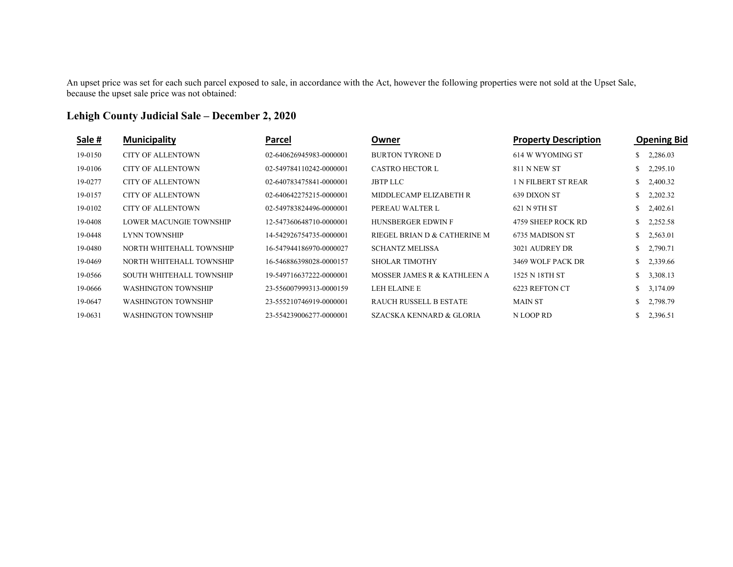An upset price was set for each such parcel exposed to sale, in accordance with the Act, however the following properties were not sold at the Upset Sale, because the upset sale price was not obtained:

## Lehigh County Judicial Sale – December 2, 2020

| Sale # | Municipality | Parcel | Owner | Property Description | Opening Bid |
|---|---|---|---|---|---|
| 19-0150 | CITY OF ALLENTOWN | 02-640626945983-0000001 | BURTON TYRONE D | 614 W WYOMING ST | $ 2,286.03 |
| 19-0106 | CITY OF ALLENTOWN | 02-549784110242-0000001 | CASTRO HECTOR L | 811 N NEW ST | $ 2,295.10 |
| 19-0277 | CITY OF ALLENTOWN | 02-640783475841-0000001 | JBTP LLC | 1 N FILBERT ST REAR | $ 2,400.32 |
| 19-0157 | CITY OF ALLENTOWN | 02-640642275215-0000001 | MIDDLECAMP ELIZABETH R | 639 DIXON ST | $ 2,202.32 |
| 19-0102 | CITY OF ALLENTOWN | 02-549783824496-0000001 | PEREAU WALTER L | 621 N 9TH ST | $ 2,402.61 |
| 19-0408 | LOWER MACUNGIE TOWNSHIP | 12-547360648710-0000001 | HUNSBERGER EDWIN F | 4759 SHEEP ROCK RD | $ 2,252.58 |
| 19-0448 | LYNN TOWNSHIP | 14-542926754735-0000001 | RIEGEL BRIAN D & CATHERINE M | 6735 MADISON ST | $ 2,563.01 |
| 19-0480 | NORTH WHITEHALL TOWNSHIP | 16-547944186970-0000027 | SCHANTZ MELISSA | 3021 AUDREY DR | $ 2,790.71 |
| 19-0469 | NORTH WHITEHALL TOWNSHIP | 16-546886398028-0000157 | SHOLAR TIMOTHY | 3469 WOLF PACK DR | $ 2,339.66 |
| 19-0566 | SOUTH WHITEHALL TOWNSHIP | 19-549716637222-0000001 | MOSSER JAMES R & KATHLEEN A | 1525 N 18TH ST | $ 3,308.13 |
| 19-0666 | WASHINGTON TOWNSHIP | 23-556007999313-0000159 | LEH ELAINE E | 6223 REFTON CT | $ 3,174.09 |
| 19-0647 | WASHINGTON TOWNSHIP | 23-555210746919-0000001 | RAUCH RUSSELL B ESTATE | MAIN ST | $ 2,798.79 |
| 19-0631 | WASHINGTON TOWNSHIP | 23-554239006277-0000001 | SZACSKA KENNARD & GLORIA | N LOOP RD | $ 2,396.51 |